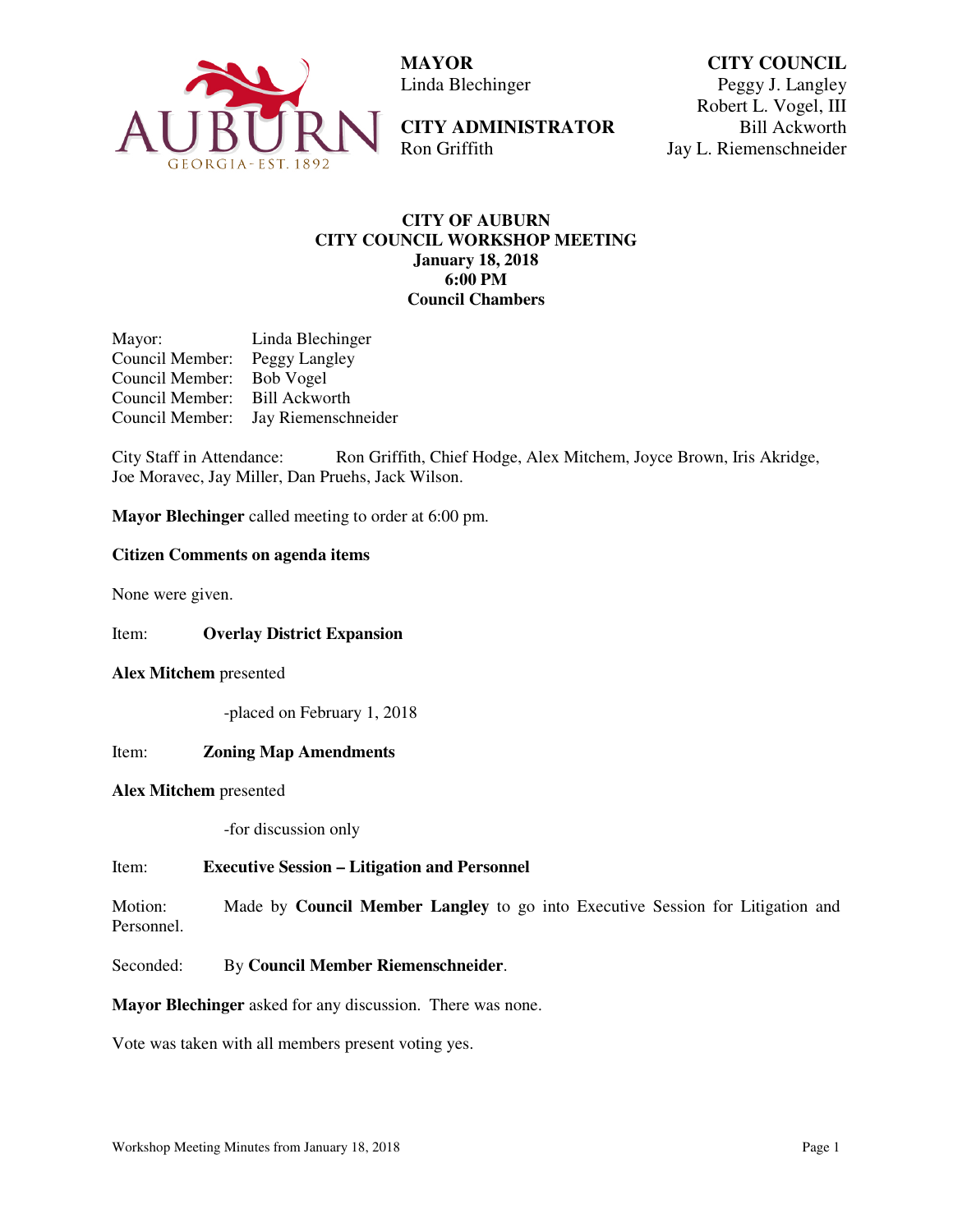**MAYOR**
Linda Blechinger

**CITY ADMINISTRATOR**
Ron Griffith

**CITY COUNCIL**
Peggy J. Langley
Robert L. Vogel, III
Bill Ackworth
Jay L. Riemenschneider

# CITY OF AUBURN
## CITY COUNCIL WORKSHOP MEETING
### January 18, 2018
### 6:00 PM
### Council Chambers

Mayor: Linda Blechinger
Council Member: Peggy Langley
Council Member: Bob Vogel
Council Member: Bill Ackworth
Council Member: Jay Riemenschneider

City Staff in Attendance: Ron Griffith, Chief Hodge, Alex Mitchem, Joyce Brown, Iris Akridge, Joe Moravec, Jay Miller, Dan Pruehs, Jack Wilson.

**Mayor Blechinger** called meeting to order at 6:00 pm.

**Citizen Comments on agenda items**

None were given.

Item: **Overlay District Expansion**

**Alex Mitchem** presented

-placed on February 1, 2018

Item: **Zoning Map Amendments**

**Alex Mitchem** presented

-for discussion only

Item: **Executive Session – Litigation and Personnel**

Motion: Made by **Council Member Langley** to go into Executive Session for Litigation and Personnel.

Seconded: By **Council Member Riemenschneider**.

**Mayor Blechinger** asked for any discussion. There was none.

Vote was taken with all members present voting yes.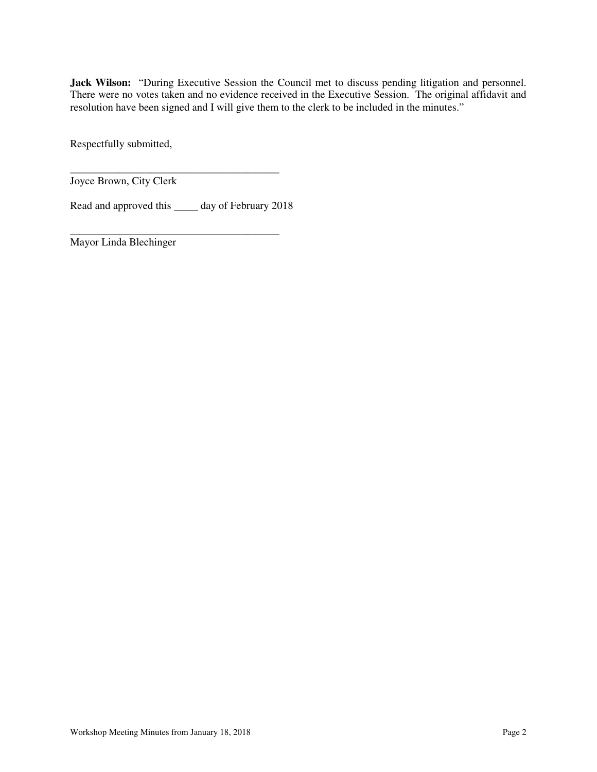**Jack Wilson:** "During Executive Session the Council met to discuss pending litigation and personnel. There were no votes taken and no evidence received in the Executive Session. The original affidavit and resolution have been signed and I will give them to the clerk to be included in the minutes."

Respectfully submitted,

________________________________________
Joyce Brown, City Clerk

Read and approved this _____ day of February 2018

________________________________________
Mayor Linda Blechinger